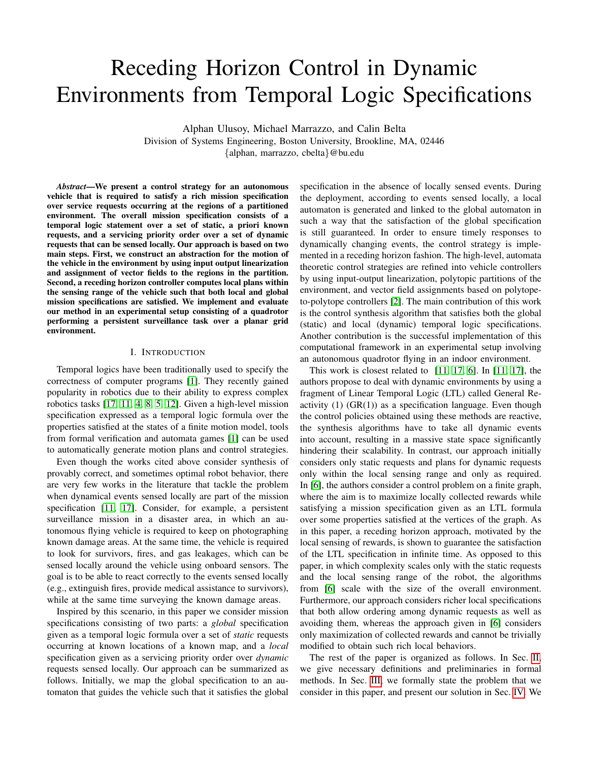# Receding Horizon Control in Dynamic Environments from Temporal Logic Specifications

Alphan Ulusoy, Michael Marrazzo, and Calin Belta
Division of Systems Engineering, Boston University, Brookline, MA, 02446
{alphan, marrazzo, cbelta}@bu.edu

***Abstract*—We present a control strategy for an autonomous vehicle that is required to satisfy a rich mission specification over service requests occurring at the regions of a partitioned environment. The overall mission specification consists of a temporal logic statement over a set of static, a priori known requests, and a servicing priority order over a set of dynamic requests that can be sensed locally. Our approach is based on two main steps. First, we construct an abstraction for the motion of the vehicle in the environment by using input output linearization and assignment of vector fields to the regions in the partition. Second, a receding horizon controller computes local plans within the sensing range of the vehicle such that both local and global mission specifications are satisfied. We implement and evaluate our method in an experimental setup consisting of a quadrotor performing a persistent surveillance task over a planar grid environment.**

## I. Introduction

Temporal logics have been traditionally used to specify the correctness of computer programs [1]. They recently gained popularity in robotics due to their ability to express complex robotics tasks [17, 11, 4, 8, 5, 12]. Given a high-level mission specification expressed as a temporal logic formula over the properties satisfied at the states of a finite motion model, tools from formal verification and automata games [1] can be used to automatically generate motion plans and control strategies.

Even though the works cited above consider synthesis of provably correct, and sometimes optimal robot behavior, there are very few works in the literature that tackle the problem when dynamical events sensed locally are part of the mission specification [11, 17]. Consider, for example, a persistent surveillance mission in a disaster area, in which an autonomous flying vehicle is required to keep on photographing known damage areas. At the same time, the vehicle is required to look for survivors, fires, and gas leakages, which can be sensed locally around the vehicle using onboard sensors. The goal is to be able to react correctly to the events sensed locally (e.g., extinguish fires, provide medical assistance to survivors), while at the same time surveying the known damage areas.

Inspired by this scenario, in this paper we consider mission specifications consisting of two parts: a *global* specification given as a temporal logic formula over a set of *static* requests occurring at known locations of a known map, and a *local* specification given as a servicing priority order over *dynamic* requests sensed locally. Our approach can be summarized as follows. Initially, we map the global specification to an automaton that guides the vehicle such that it satisfies the global specification in the absence of locally sensed events. During the deployment, according to events sensed locally, a local automaton is generated and linked to the global automaton in such a way that the satisfaction of the global specification is still guaranteed. In order to ensure timely responses to dynamically changing events, the control strategy is implemented in a receding horizon fashion. The high-level, automata theoretic control strategies are refined into vehicle controllers by using input-output linearization, polytopic partitions of the environment, and vector field assignments based on polytope-to-polytope controllers [2]. The main contribution of this work is the control synthesis algorithm that satisfies both the global (static) and local (dynamic) temporal logic specifications. Another contribution is the successful implementation of this computational framework in an experimental setup involving an autonomous quadrotor flying in an indoor environment.

This work is closest related to [11, 17, 6]. In [11, 17], the authors propose to deal with dynamic environments by using a fragment of Linear Temporal Logic (LTL) called General Reactivity (1) (GR(1)) as a specification language. Even though the control policies obtained using these methods are reactive, the synthesis algorithms have to take all dynamic events into account, resulting in a massive state space significantly hindering their scalability. In contrast, our approach initially considers only static requests and plans for dynamic requests only within the local sensing range and only as required. In [6], the authors consider a control problem on a finite graph, where the aim is to maximize locally collected rewards while satisfying a mission specification given as an LTL formula over some properties satisfied at the vertices of the graph. As in this paper, a receding horizon approach, motivated by the local sensing of rewards, is shown to guarantee the satisfaction of the LTL specification in infinite time. As opposed to this paper, in which complexity scales only with the static requests and the local sensing range of the robot, the algorithms from [6] scale with the size of the overall environment. Furthermore, our approach considers richer local specifications that both allow ordering among dynamic requests as well as avoiding them, whereas the approach given in [6] considers only maximization of collected rewards and cannot be trivially modified to obtain such rich local behaviors.

The rest of the paper is organized as follows. In Sec. II, we give necessary definitions and preliminaries in formal methods. In Sec. III, we formally state the problem that we consider in this paper, and present our solution in Sec. IV. We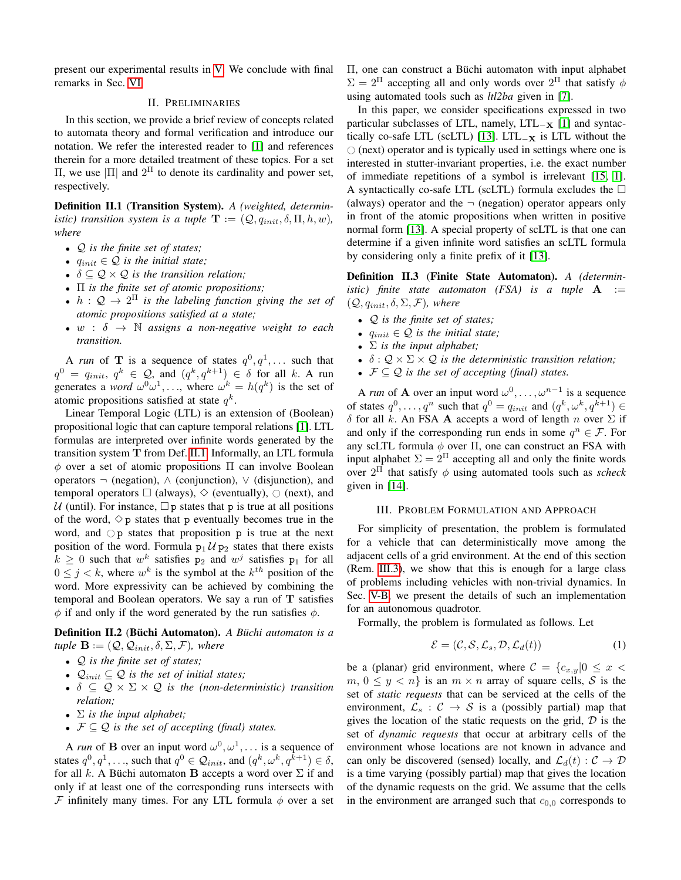present our experimental results in V. We conclude with final remarks in Sec. VI.

## II. Preliminaries

In this section, we provide a brief review of concepts related to automata theory and formal verification and introduce our notation. We refer the interested reader to [1] and references therein for a more detailed treatment of these topics. For a set $\Pi$, we use $|\Pi|$ and $2^{\Pi}$ to denote its cardinality and power set, respectively.

**Definition II.1 (Transition System).** *A (weighted, deterministic) transition system is a tuple $\mathbf{T} := (\mathcal{Q}, q_{init}, \delta, \Pi, h, w)$, where*

- *$\mathcal{Q}$ is the finite set of states;*
- *$q_{init} \in \mathcal{Q}$ is the initial state;*
- *$\delta \subseteq \mathcal{Q} \times \mathcal{Q}$ is the transition relation;*
- *$\Pi$ is the finite set of atomic propositions;*
- *$h : \mathcal{Q} \to 2^{\Pi}$ is the labeling function giving the set of atomic propositions satisfied at a state;*
- *$w : \delta \to \mathbb{N}$ assigns a non-negative weight to each transition.*

A *run* of $\mathbf{T}$ is a sequence of states $q^0, q^1, \ldots$ such that $q^0 = q_{init}$, $q^k \in \mathcal{Q}$, and $(q^k, q^{k+1}) \in \delta$ for all $k$. A run generates a *word* $\omega^0\omega^1, \ldots$, where $\omega^k = h(q^k)$ is the set of atomic propositions satisfied at state $q^k$.

Linear Temporal Logic (LTL) is an extension of (Boolean) propositional logic that can capture temporal relations [1]. LTL formulas are interpreted over infinite words generated by the transition system $\mathbf{T}$ from Def. II.1. Informally, an LTL formula $\phi$ over a set of atomic propositions $\Pi$ can involve Boolean operators $\neg$ (negation), $\wedge$ (conjunction), $\vee$ (disjunction), and temporal operators $\Box$ (always), $\Diamond$ (eventually), $\bigcirc$ (next), and $\mathcal{U}$ (until). For instance, $\Box\,\mathrm{p}$ states that p is true at all positions of the word, $\Diamond\,\mathrm{p}$ states that p eventually becomes true in the word, and $\bigcirc\,\mathrm{p}$ states that proposition p is true at the next position of the word. Formula $\mathrm{p}_1\,\mathcal{U}\,\mathrm{p}_2$ states that there exists $k \geq 0$ such that $w^k$ satisfies $\mathrm{p}_2$ and $w^j$ satisfies $\mathrm{p}_1$ for all $0 \leq j < k$, where $w^k$ is the symbol at the $k^{th}$ position of the word. More expressivity can be achieved by combining the temporal and Boolean operators. We say a run of $\mathbf{T}$ satisfies $\phi$ if and only if the word generated by the run satisfies $\phi$.

**Definition II.2 (Büchi Automaton).** *A Büchi automaton is a tuple $\mathbf{B} := (\mathcal{Q}, \mathcal{Q}_{init}, \delta, \Sigma, \mathcal{F})$, where*

- *$\mathcal{Q}$ is the finite set of states;*
- *$\mathcal{Q}_{init} \subseteq \mathcal{Q}$ is the set of initial states;*
- *$\delta \subseteq \mathcal{Q} \times \Sigma \times \mathcal{Q}$ is the (non-deterministic) transition relation;*
- *$\Sigma$ is the input alphabet;*
- *$\mathcal{F} \subseteq \mathcal{Q}$ is the set of accepting (final) states.*

A *run* of $\mathbf{B}$ over an input word $\omega^0, \omega^1, \ldots$ is a sequence of states $q^0, q^1, \ldots$, such that $q^0 \in \mathcal{Q}_{init}$, and $(q^k, \omega^k, q^{k+1}) \in \delta$, for all $k$. A Büchi automaton $\mathbf{B}$ accepts a word over $\Sigma$ if and only if at least one of the corresponding runs intersects with $\mathcal{F}$ infinitely many times. For any LTL formula $\phi$ over a set $\Pi$, one can construct a Büchi automaton with input alphabet $\Sigma = 2^{\Pi}$ accepting all and only words over $2^{\Pi}$ that satisfy $\phi$ using automated tools such as *ltl2ba* given in [7].

In this paper, we consider specifications expressed in two particular subclasses of LTL, namely, $\text{LTL}_{-\mathbf{X}}$ [1] and syntactically co-safe LTL (scLTL) [13]. $\text{LTL}_{-\mathbf{X}}$ is LTL without the $\bigcirc$ (next) operator and is typically used in settings where one is interested in stutter-invariant properties, i.e. the exact number of immediate repetitions of a symbol is irrelevant [15], [1]. A syntactically co-safe LTL (scLTL) formula excludes the $\Box$ (always) operator and the $\neg$ (negation) operator appears only in front of the atomic propositions when written in positive normal form [13]. A special property of scLTL is that one can determine if a given infinite word satisfies an scLTL formula by considering only a finite prefix of it [13].

**Definition II.3 (Finite State Automaton).** *A (deterministic) finite state automaton (FSA) is a tuple $\mathbf{A} := (\mathcal{Q}, q_{init}, \delta, \Sigma, \mathcal{F})$, where*

- *$\mathcal{Q}$ is the finite set of states;*
- *$q_{init} \in \mathcal{Q}$ is the initial state;*
- *$\Sigma$ is the input alphabet;*
- *$\delta : \mathcal{Q} \times \Sigma \times \mathcal{Q}$ is the deterministic transition relation;*
- *$\mathcal{F} \subseteq \mathcal{Q}$ is the set of accepting (final) states.*

A *run* of $\mathbf{A}$ over an input word $\omega^0, \ldots, \omega^{n-1}$ is a sequence of states $q^0, \ldots, q^n$ such that $q^0 = q_{init}$ and $(q^k, \omega^k, q^{k+1}) \in \delta$ for all $k$. An FSA $\mathbf{A}$ accepts a word of length $n$ over $\Sigma$ if and only if the corresponding run ends in some $q^n \in \mathcal{F}$. For any scLTL formula $\phi$ over $\Pi$, one can construct an FSA with input alphabet $\Sigma = 2^{\Pi}$ accepting all and only the finite words over $2^{\Pi}$ that satisfy $\phi$ using automated tools such as *scheck* given in [14].

## III. Problem Formulation and Approach

For simplicity of presentation, the problem is formulated for a vehicle that can deterministically move among the adjacent cells of a grid environment. At the end of this section (Rem. III.3), we show that this is enough for a large class of problems including vehicles with non-trivial dynamics. In Sec. V-B, we present the details of such an implementation for an autonomous quadrotor.

Formally, the problem is formulated as follows. Let

$$\mathcal{E} = (\mathcal{C}, \mathcal{S}, \mathcal{L}_s, \mathcal{D}, \mathcal{L}_d(t)) \tag{1}$$

be a (planar) grid environment, where $\mathcal{C} = \{c_{x,y} | 0 \leq x < m,\ 0 \leq y < n\}$ is an $m \times n$ array of square cells, $\mathcal{S}$ is the set of *static requests* that can be serviced at the cells of the environment, $\mathcal{L}_s : \mathcal{C} \to \mathcal{S}$ is a (possibly partial) map that gives the location of the static requests on the grid, $\mathcal{D}$ is the set of *dynamic requests* that occur at arbitrary cells of the environment whose locations are not known in advance and can only be discovered (sensed) locally, and $\mathcal{L}_d(t) : \mathcal{C} \to \mathcal{D}$ is a time varying (possibly partial) map that gives the location of the dynamic requests on the grid. We assume that the cells in the environment are arranged such that $c_{0,0}$ corresponds to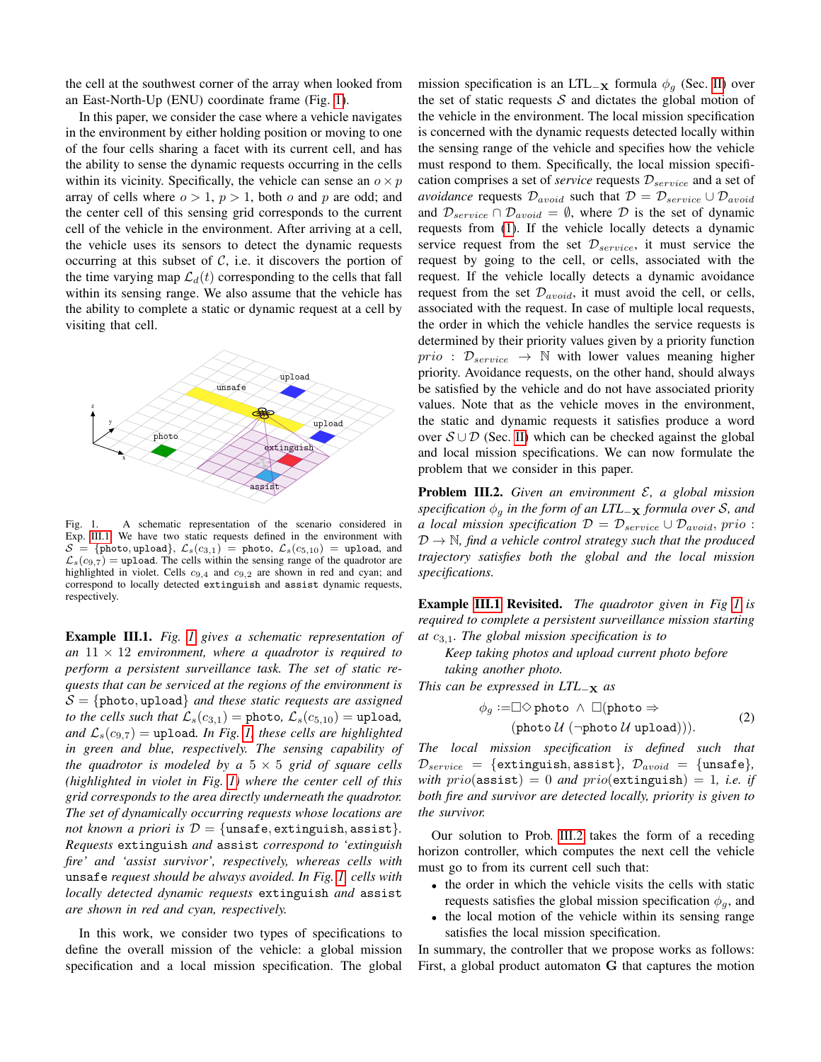the cell at the southwest corner of the array when looked from an East-North-Up (ENU) coordinate frame (Fig. 1).

In this paper, we consider the case where a vehicle navigates in the environment by either holding position or moving to one of the four cells sharing a facet with its current cell, and has the ability to sense the dynamic requests occurring in the cells within its vicinity. Specifically, the vehicle can sense an $o \times p$ array of cells where $o > 1$, $p > 1$, both $o$ and $p$ are odd; and the center cell of this sensing grid corresponds to the current cell of the vehicle in the environment. After arriving at a cell, the vehicle uses its sensors to detect the dynamic requests occurring at this subset of $\mathcal{C}$, i.e. it discovers the portion of the time varying map $\mathcal{L}_d(t)$ corresponding to the cells that fall within its sensing range. We also assume that the vehicle has the ability to complete a static or dynamic request at a cell by visiting that cell.

Fig. 1. A schematic representation of the scenario considered in Exp. III.1. We have two static requests defined in the environment with $\mathcal{S} = \{\texttt{photo}, \texttt{upload}\}$, $\mathcal{L}_s(c_{3,1}) = \texttt{photo}$, $\mathcal{L}_s(c_{5,10}) = \texttt{upload}$, and $\mathcal{L}_s(c_{9,7}) = \texttt{upload}$. The cells within the sensing range of the quadrotor are highlighted in violet. Cells $c_{9,4}$ and $c_{9,2}$ are shown in red and cyan; and correspond to locally detected extinguish and assist dynamic requests, respectively.

**Example III.1.** *Fig. 1 gives a schematic representation of an $11 \times 12$ environment, where a quadrotor is required to perform a persistent surveillance task. The set of static requests that can be serviced at the regions of the environment is $\mathcal{S} = \{\texttt{photo}, \texttt{upload}\}$ and these static requests are assigned to the cells such that $\mathcal{L}_s(c_{3,1}) = \texttt{photo}$, $\mathcal{L}_s(c_{5,10}) = \texttt{upload}$, and $\mathcal{L}_s(c_{9,7}) = \texttt{upload}$. In Fig. 1, these cells are highlighted in green and blue, respectively. The sensing capability of the quadrotor is modeled by a $5 \times 5$ grid of square cells (highlighted in violet in Fig. 1) where the center cell of this grid corresponds to the area directly underneath the quadrotor. The set of dynamically occurring requests whose locations are not known a priori is $\mathcal{D} = \{\texttt{unsafe}, \texttt{extinguish}, \texttt{assist}\}$. Requests* extinguish *and* assist *correspond to 'extinguish fire' and 'assist survivor', respectively, whereas cells with* unsafe *request should be always avoided. In Fig. 1 cells with locally detected dynamic requests* extinguish *and* assist *are shown in red and cyan, respectively.*

In this work, we consider two types of specifications to define the overall mission of the vehicle: a global mission specification and a local mission specification. The global mission specification is an LTL$_{-\mathbf{X}}$ formula $\phi_g$ (Sec. II) over the set of static requests $\mathcal{S}$ and dictates the global motion of the vehicle in the environment. The local mission specification is concerned with the dynamic requests detected locally within the sensing range of the vehicle and specifies how the vehicle must respond to them. Specifically, the local mission specification comprises a set of *service* requests $\mathcal{D}_{service}$ and a set of *avoidance* requests $\mathcal{D}_{avoid}$ such that $\mathcal{D} = \mathcal{D}_{service} \cup \mathcal{D}_{avoid}$ and $\mathcal{D}_{service} \cap \mathcal{D}_{avoid} = \emptyset$, where $\mathcal{D}$ is the set of dynamic requests from (1). If the vehicle locally detects a dynamic service request from the set $\mathcal{D}_{service}$, it must service the request by going to the cell, or cells, associated with the request. If the vehicle locally detects a dynamic avoidance request from the set $\mathcal{D}_{avoid}$, it must avoid the cell, or cells, associated with the request. In case of multiple local requests, the order in which the vehicle handles the service requests is determined by their priority values given by a priority function $prio : \mathcal{D}_{service} \rightarrow \mathbb{N}$ with lower values meaning higher priority. Avoidance requests, on the other hand, should always be satisfied by the vehicle and do not have associated priority values. Note that as the vehicle moves in the environment, the static and dynamic requests it satisfies produce a word over $\mathcal{S} \cup \mathcal{D}$ (Sec. II) which can be checked against the global and local mission specifications. We can now formulate the problem that we consider in this paper.

**Problem III.2.** *Given an environment $\mathcal{E}$, a global mission specification $\phi_g$ in the form of an LTL$_{-\mathbf{X}}$ formula over $\mathcal{S}$, and a local mission specification $\mathcal{D} = \mathcal{D}_{service} \cup \mathcal{D}_{avoid}$, $prio : \mathcal{D} \rightarrow \mathbb{N}$, find a vehicle control strategy such that the produced trajectory satisfies both the global and the local mission specifications.*

**Example III.1 Revisited.** *The quadrotor given in Fig 1 is required to complete a persistent surveillance mission starting at $c_{3,1}$. The global mission specification is to*

> *Keep taking photos and upload current photo before taking another photo.*

*This can be expressed in LTL$_{-\mathbf{X}}$ as*

$$\phi_g := \square \lozenge\, \texttt{photo} \;\wedge\; \square(\texttt{photo} \Rightarrow (\texttt{photo}\, \mathcal{U}\, (\neg \texttt{photo}\, \mathcal{U}\, \texttt{upload}))). \tag{2}$$

*The local mission specification is defined such that $\mathcal{D}_{service} = \{\texttt{extinguish}, \texttt{assist}\}$, $\mathcal{D}_{avoid} = \{\texttt{unsafe}\}$, with $prio(\texttt{assist}) = 0$ and $prio(\texttt{extinguish}) = 1$, i.e. if both fire and survivor are detected locally, priority is given to the survivor.*

Our solution to Prob. III.2 takes the form of a receding horizon controller, which computes the next cell the vehicle must go to from its current cell such that:

- the order in which the vehicle visits the cells with static requests satisfies the global mission specification $\phi_g$, and
- the local motion of the vehicle within its sensing range satisfies the local mission specification.

In summary, the controller that we propose works as follows: First, a global product automaton $\mathbf{G}$ that captures the motion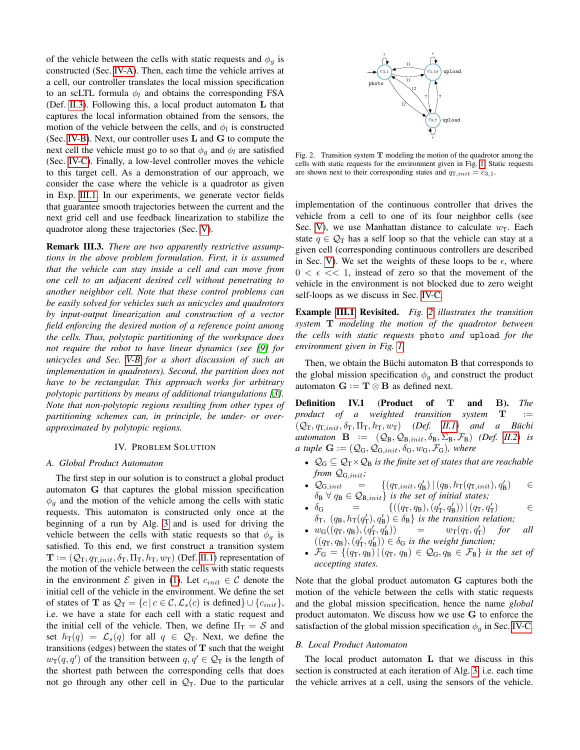of the vehicle between the cells with static requests and $\phi_g$ is constructed (Sec. IV-A). Then, each time the vehicle arrives at a cell, our controller translates the local mission specification to an scLTL formula $\phi_l$ and obtains the corresponding FSA (Def. II.3). Following this, a local product automaton $\mathbf{L}$ that captures the local information obtained from the sensors, the motion of the vehicle between the cells, and $\phi_l$ is constructed (Sec. IV-B). Next, our controller uses $\mathbf{L}$ and $\mathbf{G}$ to compute the next cell the vehicle must go to so that $\phi_g$ and $\phi_l$ are satisfied (Sec. IV-C). Finally, a low-level controller moves the vehicle to this target cell. As a demonstration of our approach, we consider the case where the vehicle is a quadrotor as given in Exp. III.1. In our experiments, we generate vector fields that guarantee smooth trajectories between the current and the next grid cell and use feedback linearization to stabilize the quadrotor along these trajectories (Sec. V).

**Remark III.3.** *There are two apparently restrictive assumptions in the above problem formulation. First, it is assumed that the vehicle can stay inside a cell and can move from one cell to an adjacent desired cell without penetrating to another neighbor cell. Note that these control problems can be easily solved for vehicles such as unicycles and quadrotors by input-output linearization and construction of a vector field enforcing the desired motion of a reference point among the cells. Thus, polytopic partitioning of the workspace does not require the robot to have linear dynamics (see [9] for unicycles and Sec. V-B for a short discussion of such an implementation in quadrotors). Second, the partition does not have to be rectangular. This approach works for arbitrary polytopic partitions by means of additional triangulations [3]. Note that non-polytopic regions resulting from other types of partitioning schemes can, in principle, be under- or over-approximated by polytopic regions.*

## IV. Problem Solution

### A. Global Product Automaton

The first step in our solution is to construct a global product automaton $\mathbf{G}$ that captures the global mission specification $\phi_g$ and the motion of the vehicle among the cells with static requests. This automaton is constructed only once at the beginning of a run by Alg. 3 and is used for driving the vehicle between the cells with static requests so that $\phi_g$ is satisfied. To this end, we first construct a transition system $\mathbf{T} := (\mathcal{Q}_\mathrm{T}, q_{\mathrm{T},init}, \delta_\mathrm{T}, \Pi_\mathrm{T}, h_\mathrm{T}, w_\mathrm{T})$ (Def. II.1) representation of the motion of the vehicle between the cells with static requests in the environment $\mathcal{E}$ given in (1). Let $c_{init} \in \mathcal{C}$ denote the initial cell of the vehicle in the environment. We define the set of states of $\mathbf{T}$ as $\mathcal{Q}_\mathrm{T} = \{c \,|\, c \in \mathcal{C}, \mathcal{L}_s(c) \text{ is defined}\} \cup \{c_{init}\}$, i.e. we have a state for each cell with a static request and the initial cell of the vehicle. Then, we define $\Pi_\mathrm{T} = \mathcal{S}$ and set $h_\mathrm{T}(q) = \mathcal{L}_s(q)$ for all $q \in \mathcal{Q}_\mathrm{T}$. Next, we define the transitions (edges) between the states of $\mathbf{T}$ such that the weight $w_\mathrm{T}(q, q')$ of the transition between $q, q' \in \mathcal{Q}_\mathrm{T}$ is the length of the shortest path between the corresponding cells that does not go through any other cell in $\mathcal{Q}_\mathrm{T}$. Due to the particular implementation of the continuous controller that drives the vehicle from a cell to one of its four neighbor cells (see Sec. V), we use Manhattan distance to calculate $w_\mathrm{T}$. Each state $q \in \mathcal{Q}_\mathrm{T}$ has a self loop so that the vehicle can stay at a given cell (corresponding continuous controllers are described in Sec. V). We set the weights of these loops to be $\epsilon$, where $0 < \epsilon << 1$, instead of zero so that the movement of the vehicle in the environment is not blocked due to zero weight self-loops as we discuss in Sec. IV-C.

Fig. 2. Transition system $\mathbf{T}$ modeling the motion of the quadrotor among the cells with static requests for the environment given in Fig. 1. Static requests are shown next to their corresponding states and $q_{\mathrm{T},init} = c_{3,1}$.

**Example III.1 Revisited.** *Fig. 2 illustrates the transition system $\mathbf{T}$ modeling the motion of the quadrotor between the cells with static requests* `photo` *and* `upload` *for the environment given in Fig. 1.*

Then, we obtain the Büchi automaton $\mathbf{B}$ that corresponds to the global mission specification $\phi_g$ and construct the product automaton $\mathbf{G} := \mathbf{T} \otimes \mathbf{B}$ as defined next.

**Definition IV.1 (Product of T and B).** *The product of a weighted transition system $\mathbf{T} := (\mathcal{Q}_\mathrm{T}, q_{\mathrm{T},init}, \delta_\mathrm{T}, \Pi_\mathrm{T}, h_\mathrm{T}, w_\mathrm{T})$ (Def. II.1) and a Büchi automaton $\mathbf{B} := (\mathcal{Q}_\mathrm{B}, \mathcal{Q}_{\mathrm{B},init}, \delta_\mathrm{B}, \Sigma_\mathrm{B}, \mathcal{F}_\mathrm{B})$ (Def. II.2) is a tuple $\mathbf{G} := (\mathcal{Q}_\mathrm{G}, \mathcal{Q}_{\mathrm{G},init}, \delta_\mathrm{G}, w_\mathrm{G}, \mathcal{F}_\mathrm{G})$, where*

- *$\mathcal{Q}_\mathrm{G} \subseteq \mathcal{Q}_\mathrm{T} \times \mathcal{Q}_\mathrm{B}$ is the finite set of states that are reachable from $\mathcal{Q}_{\mathrm{G},init}$;*
- *$\mathcal{Q}_{\mathrm{G},init} = \{(q_{\mathrm{T},init}, q'_\mathrm{B}) \,|\, (q_\mathrm{B}, h_\mathrm{T}(q_{\mathrm{T},init}), q'_\mathrm{B}) \in \delta_\mathrm{B} \; \forall \, q_\mathrm{B} \in \mathcal{Q}_{\mathrm{B},init}\}$ is the set of initial states;*
- *$\delta_\mathrm{G} = \{((q_\mathrm{T}, q_\mathrm{B}), (q'_\mathrm{T}, q'_\mathrm{B})) \,|\, (q_\mathrm{T}, q'_\mathrm{T}) \in \delta_\mathrm{T},\ (q_\mathrm{B}, h_\mathrm{T}(q'_\mathrm{T}), q'_\mathrm{B}) \in \delta_\mathrm{B}\}$ is the transition relation;*
- *$w_\mathrm{G}((q_\mathrm{T}, q_\mathrm{B}), (q'_\mathrm{T}, q'_\mathrm{B})) = w_\mathrm{T}(q_\mathrm{T}, q'_\mathrm{T})$ for all $((q_\mathrm{T}, q_\mathrm{B}), (q'_\mathrm{T}, q'_\mathrm{B})) \in \delta_\mathrm{G}$ is the weight function;*
- *$\mathcal{F}_\mathrm{G} = \{(q_\mathrm{T}, q_\mathrm{B}) \,|\, (q_\mathrm{T}, q_\mathrm{B}) \in \mathcal{Q}_\mathrm{G}, q_\mathrm{B} \in \mathcal{F}_\mathrm{B}\}$ is the set of accepting states.*

Note that the global product automaton $\mathbf{G}$ captures both the motion of the vehicle between the cells with static requests and the global mission specification, hence the name *global* product automaton. We discuss how we use $\mathbf{G}$ to enforce the satisfaction of the global mission specification $\phi_g$ in Sec. IV-C.

### B. Local Product Automaton

The local product automaton $\mathbf{L}$ that we discuss in this section is constructed at each iteration of Alg. 3, i.e. each time the vehicle arrives at a cell, using the sensors of the vehicle.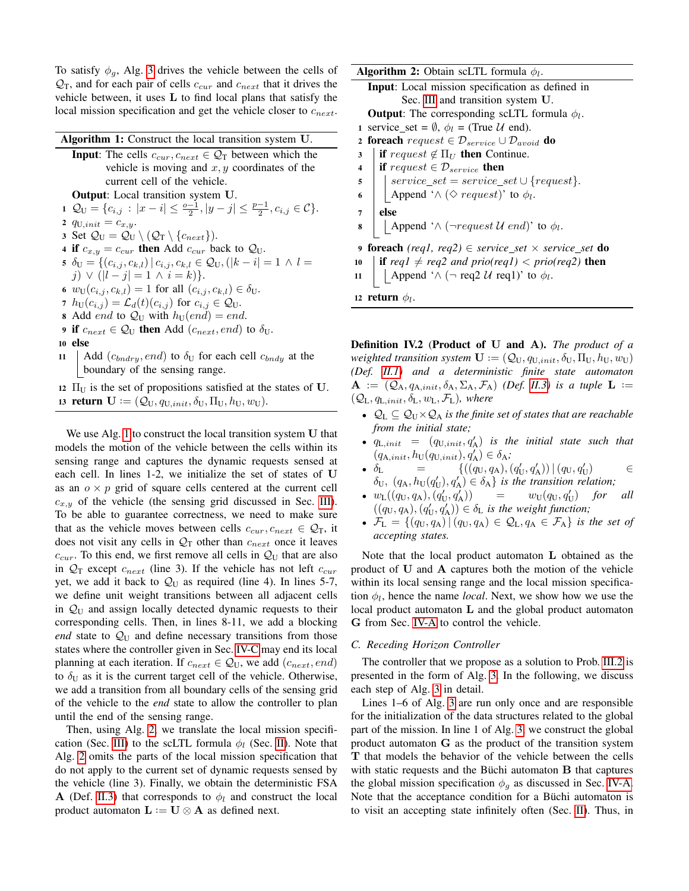To satisfy $\phi_g$, Alg. 3 drives the vehicle between the cells of $\mathcal{Q}_{\mathrm{T}}$, and for each pair of cells $c_{cur}$ and $c_{next}$ that it drives the vehicle between, it uses $\mathbf{L}$ to find local plans that satisfy the local mission specification and get the vehicle closer to $c_{next}$.

**Algorithm 1:** Construct the local transition system $\mathbf{U}$.

**Input**: The cells $c_{cur}, c_{next} \in \mathcal{Q}_{\mathrm{T}}$ between which the vehicle is moving and $x, y$ coordinates of the current cell of the vehicle.

**Output**: Local transition system $\mathbf{U}$.

1. $\mathcal{Q}_{\mathrm{U}} = \{c_{i,j} : |x - i| \leq \frac{o-1}{2}, |y - j| \leq \frac{p-1}{2}, c_{i,j} \in \mathcal{C}\}$.
2. $q_{\mathrm{U},init} = c_{x,y}$.
3. Set $\mathcal{Q}_{\mathrm{U}} = \mathcal{Q}_{\mathrm{U}} \setminus (\mathcal{Q}_{\mathrm{T}} \setminus \{c_{next}\})$.
4. **if** $c_{x,y} = c_{cur}$ **then** Add $c_{cur}$ back to $\mathcal{Q}_{\mathrm{U}}$.
5. $\delta_{\mathrm{U}} = \{(c_{i,j}, c_{k,l}) \,|\, c_{i,j}, c_{k,l} \in \mathcal{Q}_{\mathrm{U}}, (|k - i| = 1 \wedge l = j) \vee (|l - j| = 1 \wedge i = k)\}$.
6. $w_{\mathrm{U}}(c_{i,j}, c_{k,l}) = 1$ for all $(c_{i,j}, c_{k,l}) \in \delta_{\mathrm{U}}$.
7. $h_{\mathrm{U}}(c_{i,j}) = \mathcal{L}_d(t)(c_{i,j})$ for $c_{i,j} \in \mathcal{Q}_{\mathrm{U}}$.
8. Add $end$ to $\mathcal{Q}_{\mathrm{U}}$ with $h_{\mathrm{U}}(end) = end$.
9. **if** $c_{next} \in \mathcal{Q}_{\mathrm{U}}$ **then** Add $(c_{next}, end)$ to $\delta_{\mathrm{U}}$.
10. **else**
11. &nbsp;&nbsp;&nbsp;&nbsp;Add $(c_{bndry}, end)$ to $\delta_{\mathrm{U}}$ for each cell $c_{bndy}$ at the boundary of the sensing range.
12. $\Pi_{\mathrm{U}}$ is the set of propositions satisfied at the states of $\mathbf{U}$.
13. **return** $\mathbf{U} := (\mathcal{Q}_{\mathrm{U}}, q_{\mathrm{U},init}, \delta_{\mathrm{U}}, \Pi_{\mathrm{U}}, h_{\mathrm{U}}, w_{\mathrm{U}})$.

We use Alg. 1 to construct the local transition system $\mathbf{U}$ that models the motion of the vehicle between the cells within its sensing range and captures the dynamic requests sensed at each cell. In lines 1-2, we initialize the set of states of $\mathbf{U}$ as an $o \times p$ grid of square cells centered at the current cell $c_{x,y}$ of the vehicle (the sensing grid discussed in Sec. III). To be able to guarantee correctness, we need to make sure that as the vehicle moves between cells $c_{cur}, c_{next} \in \mathcal{Q}_{\mathrm{T}}$, it does not visit any cells in $\mathcal{Q}_{\mathrm{T}}$ other than $c_{next}$ once it leaves $c_{cur}$. To this end, we first remove all cells in $\mathcal{Q}_{\mathrm{U}}$ that are also in $\mathcal{Q}_{\mathrm{T}}$ except $c_{next}$ (line 3). If the vehicle has not left $c_{cur}$ yet, we add it back to $\mathcal{Q}_{\mathrm{U}}$ as required (line 4). In lines 5-7, we define unit weight transitions between all adjacent cells in $\mathcal{Q}_{\mathrm{U}}$ and assign locally detected dynamic requests to their corresponding cells. Then, in lines 8-11, we add a blocking *end* state to $\mathcal{Q}_{\mathrm{U}}$ and define necessary transitions from those states where the controller given in Sec. IV-C may end its local planning at each iteration. If $c_{next} \in \mathcal{Q}_{\mathrm{U}}$, we add $(c_{next}, end)$ to $\delta_{\mathrm{U}}$ as it is the current target cell of the vehicle. Otherwise, we add a transition from all boundary cells of the sensing grid of the vehicle to the *end* state to allow the controller to plan until the end of the sensing range.

Then, using Alg. 2, we translate the local mission specification (Sec. III) to the scLTL formula $\phi_l$ (Sec. II). Note that Alg. 2 omits the parts of the local mission specification that do not apply to the current set of dynamic requests sensed by the vehicle (line 3). Finally, we obtain the deterministic FSA $\mathbf{A}$ (Def. II.3) that corresponds to $\phi_l$ and construct the local product automaton $\mathbf{L} := \mathbf{U} \otimes \mathbf{A}$ as defined next.

**Algorithm 2:** Obtain scLTL formula $\phi_l$.

**Input**: Local mission specification as defined in Sec. III and transition system $\mathbf{U}$.

**Output**: The corresponding scLTL formula $\phi_l$.

1. service_set = $\emptyset$, $\phi_l$ = (True $\mathcal{U}$ end).
2. **foreach** *request* $\in \mathcal{D}_{service} \cup \mathcal{D}_{avoid}$ **do**
3. &nbsp;&nbsp;&nbsp;&nbsp;**if** *request* $\notin \Pi_U$ **then** Continue.
4. &nbsp;&nbsp;&nbsp;&nbsp;**if** *request* $\in \mathcal{D}_{service}$ **then**
5. &nbsp;&nbsp;&nbsp;&nbsp;&nbsp;&nbsp;&nbsp;&nbsp;*service_set* = *service_set* $\cup$ {*request*}.
6. &nbsp;&nbsp;&nbsp;&nbsp;&nbsp;&nbsp;&nbsp;&nbsp;Append '$\wedge$ ($\diamond$ *request*)' to $\phi_l$.
7. &nbsp;&nbsp;&nbsp;&nbsp;**else**
8. &nbsp;&nbsp;&nbsp;&nbsp;&nbsp;&nbsp;&nbsp;&nbsp;Append '$\wedge$ ($\neg$*request* $\mathcal{U}$ *end*)' to $\phi_l$.
9. **foreach** *(req1, req2)* $\in$ *service_set* $\times$ *service_set* **do**
10. &nbsp;&nbsp;&nbsp;&nbsp;**if** *req1* $\neq$ *req2 and prio(req1)* $<$ *prio(req2)* **then**
11. &nbsp;&nbsp;&nbsp;&nbsp;&nbsp;&nbsp;&nbsp;&nbsp;Append '$\wedge$ ($\neg$ req2 $\mathcal{U}$ req1)' to $\phi_l$.
12. **return** $\phi_l$.

**Definition IV.2 (Product of U and A).** *The product of a weighted transition system* $\mathbf{U} := (\mathcal{Q}_{\mathrm{U}}, q_{\mathrm{U},init}, \delta_{\mathrm{U}}, \Pi_{\mathrm{U}}, h_{\mathrm{U}}, w_{\mathrm{U}})$ *(Def. II.1) and a deterministic finite state automaton* $\mathbf{A} := (\mathcal{Q}_{\mathrm{A}}, q_{\mathrm{A},init}, \delta_{\mathrm{A}}, \Sigma_{\mathrm{A}}, \mathcal{F}_{\mathrm{A}})$ *(Def. II.3) is a tuple* $\mathbf{L} := (\mathcal{Q}_{\mathrm{L}}, q_{\mathrm{L},init}, \delta_{\mathrm{L}}, w_{\mathrm{L}}, \mathcal{F}_{\mathrm{L}})$*, where*

- $\mathcal{Q}_{\mathrm{L}} \subseteq \mathcal{Q}_{\mathrm{U}} \times \mathcal{Q}_{\mathrm{A}}$ *is the finite set of states that are reachable from the initial state;*
- $q_{\mathrm{L},init} = (q_{\mathrm{U},init}, q'_{\mathrm{A}})$ *is the initial state such that* $(q_{\mathrm{A},init}, h_{\mathrm{U}}(q_{\mathrm{U},init}), q'_{\mathrm{A}}) \in \delta_{\mathrm{A}}$*;*
- $\delta_{\mathrm{L}} = \{((q_{\mathrm{U}}, q_{\mathrm{A}}), (q'_{\mathrm{U}}, q'_{\mathrm{A}})) \,|\, (q_{\mathrm{U}}, q'_{\mathrm{U}}) \in \delta_{\mathrm{U}},\ (q_{\mathrm{A}}, h_{\mathrm{U}}(q'_{\mathrm{U}}), q'_{\mathrm{A}}) \in \delta_{\mathrm{A}}\}$ *is the transition relation;*
- $w_{\mathrm{L}}((q_{\mathrm{U}}, q_{\mathrm{A}}), (q'_{\mathrm{U}}, q'_{\mathrm{A}})) = w_{\mathrm{U}}(q_{\mathrm{U}}, q'_{\mathrm{U}})$ *for all* $((q_{\mathrm{U}}, q_{\mathrm{A}}), (q'_{\mathrm{U}}, q'_{\mathrm{A}})) \in \delta_{\mathrm{L}}$ *is the weight function;*
- $\mathcal{F}_{\mathrm{L}} = \{(q_{\mathrm{U}}, q_{\mathrm{A}}) \,|\, (q_{\mathrm{U}}, q_{\mathrm{A}}) \in \mathcal{Q}_{\mathrm{L}}, q_{\mathrm{A}} \in \mathcal{F}_{\mathrm{A}}\}$ *is the set of accepting states.*

Note that the local product automaton $\mathbf{L}$ obtained as the product of $\mathbf{U}$ and $\mathbf{A}$ captures both the motion of the vehicle within its local sensing range and the local mission specification $\phi_l$, hence the name *local*. Next, we show how we use the local product automaton $\mathbf{L}$ and the global product automaton $\mathbf{G}$ from Sec. IV-A to control the vehicle.

### C. Receding Horizon Controller

The controller that we propose as a solution to Prob. III.2 is presented in the form of Alg. 3. In the following, we discuss each step of Alg. 3 in detail.

Lines 1–6 of Alg. 3 are run only once and are responsible for the initialization of the data structures related to the global part of the mission. In line 1 of Alg. 3, we construct the global product automaton $\mathbf{G}$ as the product of the transition system $\mathbf{T}$ that models the behavior of the vehicle between the cells with static requests and the Büchi automaton $\mathbf{B}$ that captures the global mission specification $\phi_g$ as discussed in Sec. IV-A. Note that the acceptance condition for a Büchi automaton is to visit an accepting state infinitely often (Sec. II). Thus, in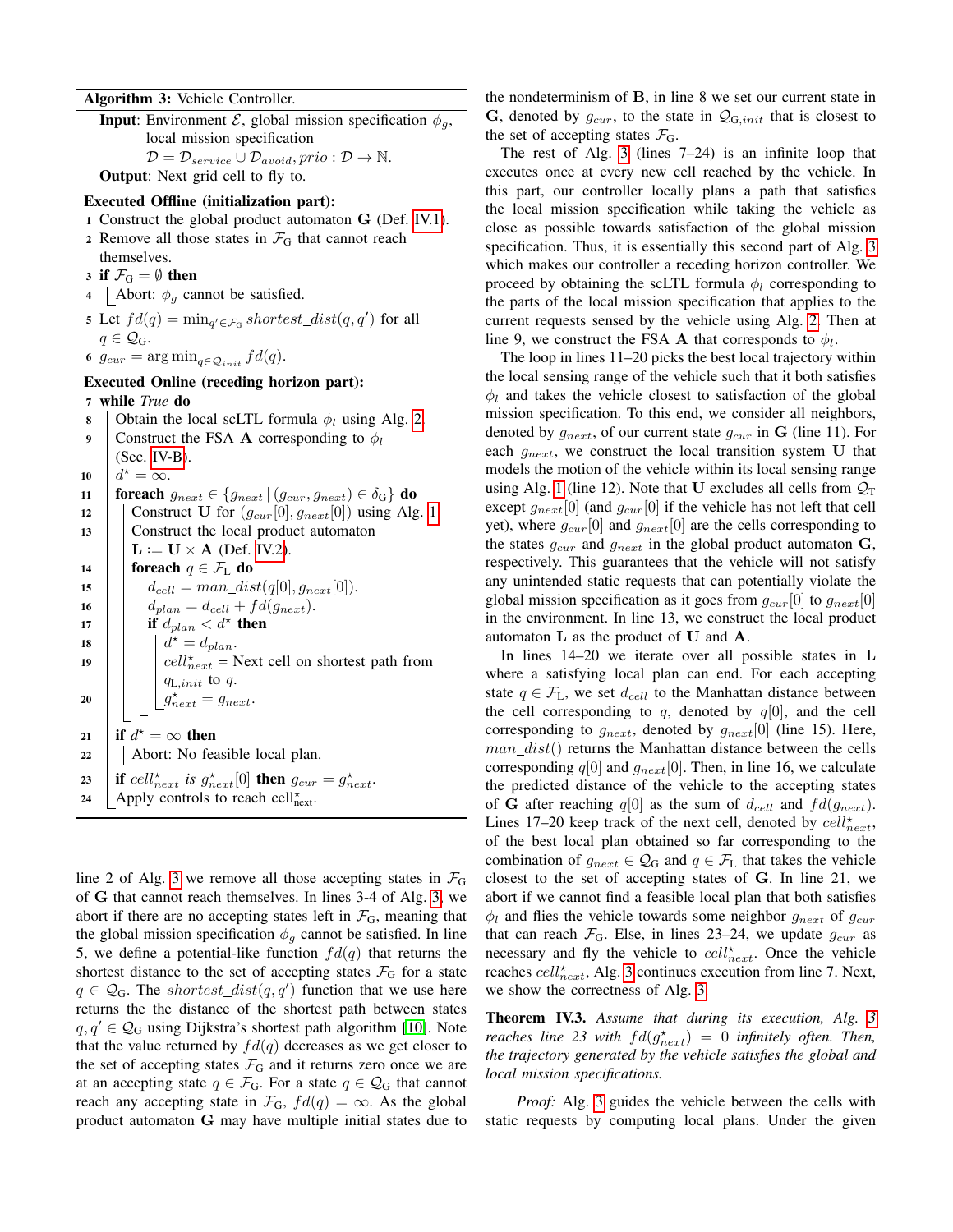**Algorithm 3:** Vehicle Controller.

**Input**: Environment $\mathcal{E}$, global mission specification $\phi_g$, local mission specification $\mathcal{D} = \mathcal{D}_{service} \cup \mathcal{D}_{avoid}, prio : \mathcal{D} \to \mathbb{N}$.

**Output**: Next grid cell to fly to.

**Executed Offline (initialization part):**

```
1  Construct the global product automaton G (Def. IV.1).
2  Remove all those states in F_G that cannot reach
   themselves.
3  if F_G = ∅ then
4  |  Abort: φ_g cannot be satisfied.
5  Let fd(q) = min_{q'∈F_G} shortest_dist(q, q') for all
   q ∈ Q_G.
6  g_cur = arg min_{q∈Q_init} fd(q).
```

**Executed Online (receding horizon part):**

```
7  while True do
8  |  Obtain the local scLTL formula φ_l using Alg. 2
9  |  Construct the FSA A corresponding to φ_l
   |  (Sec. IV-B).
10 |  d* = ∞.
11 |  foreach g_next ∈ {g_next | (g_cur, g_next) ∈ δ_G} do
12 |  |  Construct U for (g_cur[0], g_next[0]) using Alg. 1
13 |  |  Construct the local product automaton
   |  |  L := U × A (Def. IV.2).
14 |  |  foreach q ∈ F_L do
15 |  |  |  d_cell = man_dist(q[0], g_next[0]).
16 |  |  |  d_plan = d_cell + fd(g_next).
17 |  |  |  if d_plan < d* then
18 |  |  |  |  d* = d_plan.
19 |  |  |  |  cell*_next = Next cell on shortest path from
   |  |  |  |  q_L,init to q.
20 |  |  |  |  g*_next = g_next.
21 |  if d* = ∞ then
22 |  |  Abort: No feasible local plan.
23 |  if cell*_next is g*_next[0] then g_cur = g*_next.
24 |  Apply controls to reach cell*_next.
```

line 2 of Alg. 3 we remove all those accepting states in $\mathcal{F}_{\text{G}}$ of $\mathbf{G}$ that cannot reach themselves. In lines 3-4 of Alg. 3, we abort if there are no accepting states left in $\mathcal{F}_{\text{G}}$, meaning that the global mission specification $\phi_g$ cannot be satisfied. In line 5, we define a potential-like function $fd(q)$ that returns the shortest distance to the set of accepting states $\mathcal{F}_{\text{G}}$ for a state $q \in \mathcal{Q}_{\text{G}}$. The $shortest\_dist(q, q')$ function that we use here returns the the distance of the shortest path between states $q, q' \in \mathcal{Q}_{\text{G}}$ using Dijkstra's shortest path algorithm [10]. Note that the value returned by $fd(q)$ decreases as we get closer to the set of accepting states $\mathcal{F}_{\text{G}}$ and it returns zero once we are at an accepting state $q \in \mathcal{F}_{\text{G}}$. For a state $q \in \mathcal{Q}_{\text{G}}$ that cannot reach any accepting state in $\mathcal{F}_{\text{G}}$, $fd(q) = \infty$. As the global product automaton $\mathbf{G}$ may have multiple initial states due to the nondeterminism of $\mathbf{B}$, in line 8 we set our current state in $\mathbf{G}$, denoted by $g_{cur}$, to the state in $\mathcal{Q}_{\text{G},init}$ that is closest to the set of accepting states $\mathcal{F}_{\text{G}}$.

The rest of Alg. 3 (lines 7–24) is an infinite loop that executes once at every new cell reached by the vehicle. In this part, our controller locally plans a path that satisfies the local mission specification while taking the vehicle as close as possible towards satisfaction of the global mission specification. Thus, it is essentially this second part of Alg. 3 which makes our controller a receding horizon controller. We proceed by obtaining the scLTL formula $\phi_l$ corresponding to the parts of the local mission specification that applies to the current requests sensed by the vehicle using Alg. 2. Then at line 9, we construct the FSA $\mathbf{A}$ that corresponds to $\phi_l$.

The loop in lines 11–20 picks the best local trajectory within the local sensing range of the vehicle such that it both satisfies $\phi_l$ and takes the vehicle closest to satisfaction of the global mission specification. To this end, we consider all neighbors, denoted by $g_{next}$, of our current state $g_{cur}$ in $\mathbf{G}$ (line 11). For each $g_{next}$, we construct the local transition system $\mathbf{U}$ that models the motion of the vehicle within its local sensing range using Alg. 1 (line 12). Note that $\mathbf{U}$ excludes all cells from $\mathcal{Q}_{\text{T}}$ except $g_{next}[0]$ (and $g_{cur}[0]$ if the vehicle has not left that cell yet), where $g_{cur}[0]$ and $g_{next}[0]$ are the cells corresponding to the states $g_{cur}$ and $g_{next}$ in the global product automaton $\mathbf{G}$, respectively. This guarantees that the vehicle will not satisfy any unintended static requests that can potentially violate the global mission specification as it goes from $g_{cur}[0]$ to $g_{next}[0]$ in the environment. In line 13, we construct the local product automaton $\mathbf{L}$ as the product of $\mathbf{U}$ and $\mathbf{A}$.

In lines 14–20 we iterate over all possible states in $\mathbf{L}$ where a satisfying local plan can end. For each accepting state $q \in \mathcal{F}_{\text{L}}$, we set $d_{cell}$ to the Manhattan distance between the cell corresponding to $q$, denoted by $q[0]$, and the cell corresponding to $g_{next}$, denoted by $g_{next}[0]$ (line 15). Here, $man\_dist()$ returns the Manhattan distance between the cells corresponding $q[0]$ and $g_{next}[0]$. Then, in line 16, we calculate the predicted distance of the vehicle to the accepting states of $\mathbf{G}$ after reaching $q[0]$ as the sum of $d_{cell}$ and $fd(g_{next})$. Lines 17–20 keep track of the next cell, denoted by $cell^{\star}_{next}$, of the best local plan obtained so far corresponding to the combination of $g_{next} \in \mathcal{Q}_{\text{G}}$ and $q \in \mathcal{F}_{\text{L}}$ that takes the vehicle closest to the set of accepting states of $\mathbf{G}$. In line 21, we abort if we cannot find a feasible local plan that both satisfies $\phi_l$ and flies the vehicle towards some neighbor $g_{next}$ of $g_{cur}$ that can reach $\mathcal{F}_{\text{G}}$. Else, in lines 23–24, we update $g_{cur}$ as necessary and fly the vehicle to $cell^{\star}_{next}$. Once the vehicle reaches $cell^{\star}_{next}$, Alg. 3 continues execution from line 7. Next, we show the correctness of Alg. 3

**Theorem IV.3.** *Assume that during its execution, Alg. 3 reaches line 23 with $fd(g^{\star}_{next}) = 0$ infinitely often. Then, the trajectory generated by the vehicle satisfies the global and local mission specifications.*

*Proof:* Alg. 3 guides the vehicle between the cells with static requests by computing local plans. Under the given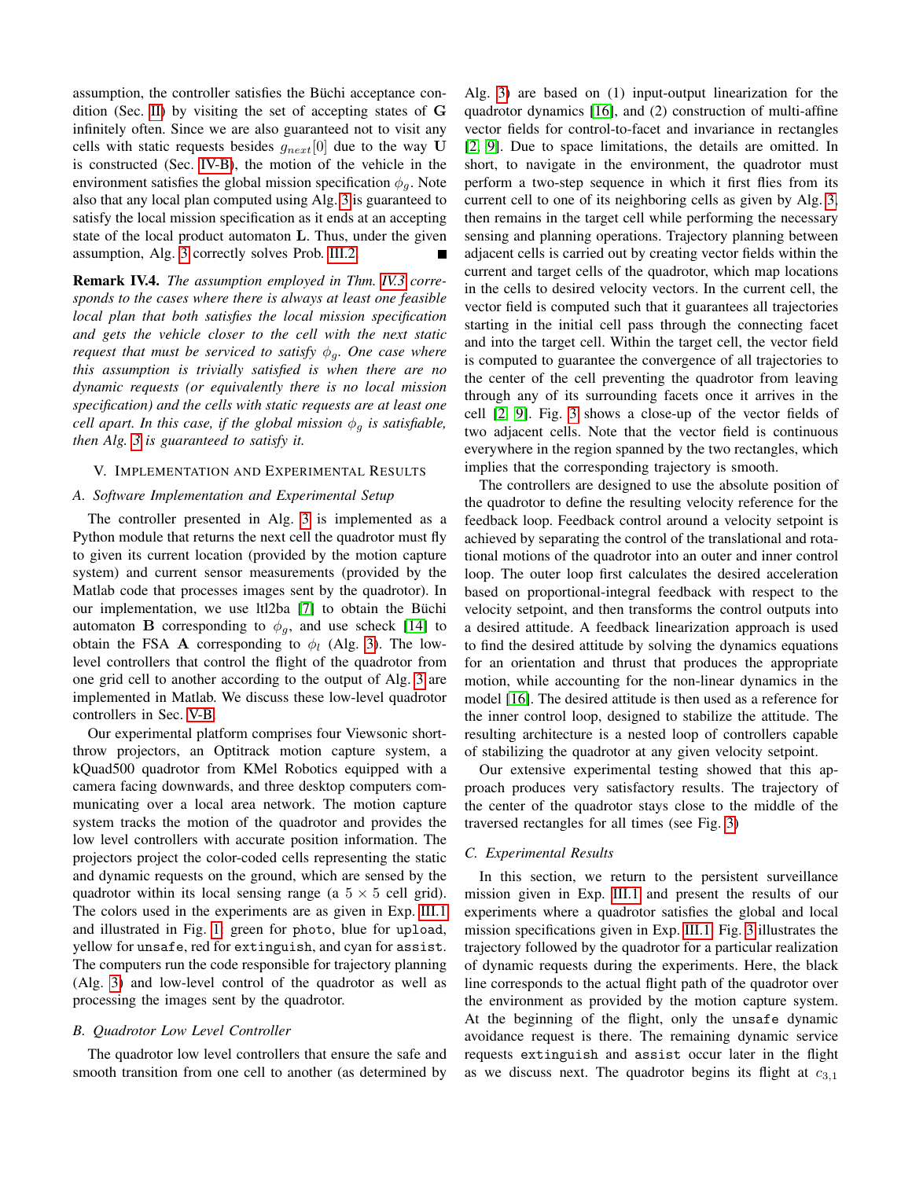assumption, the controller satisfies the Büchi acceptance condition (Sec. II) by visiting the set of accepting states of $\mathbf{G}$ infinitely often. Since we are also guaranteed not to visit any cells with static requests besides $g_{next}[0]$ due to the way $\mathbf{U}$ is constructed (Sec. IV-B), the motion of the vehicle in the environment satisfies the global mission specification $\phi_g$. Note also that any local plan computed using Alg. 3 is guaranteed to satisfy the local mission specification as it ends at an accepting state of the local product automaton $\mathbf{L}$. Thus, under the given assumption, Alg. 3 correctly solves Prob. III.2. ∎

**Remark IV.4.** *The assumption employed in Thm. IV.3 corresponds to the cases where there is always at least one feasible local plan that both satisfies the local mission specification and gets the vehicle closer to the cell with the next static request that must be serviced to satisfy $\phi_g$. One case where this assumption is trivially satisfied is when there are no dynamic requests (or equivalently there is no local mission specification) and the cells with static requests are at least one cell apart. In this case, if the global mission $\phi_g$ is satisfiable, then Alg. 3 is guaranteed to satisfy it.*

## V. Implementation and Experimental Results

### A. Software Implementation and Experimental Setup

The controller presented in Alg. 3 is implemented as a Python module that returns the next cell the quadrotor must fly to given its current location (provided by the motion capture system) and current sensor measurements (provided by the Matlab code that processes images sent by the quadrotor). In our implementation, we use ltl2ba [7] to obtain the Büchi automaton $\mathbf{B}$ corresponding to $\phi_g$, and use scheck [14] to obtain the FSA $\mathbf{A}$ corresponding to $\phi_l$ (Alg. 3). The low-level controllers that control the flight of the quadrotor from one grid cell to another according to the output of Alg. 3 are implemented in Matlab. We discuss these low-level quadrotor controllers in Sec. V-B.

Our experimental platform comprises four Viewsonic short-throw projectors, an Optitrack motion capture system, a kQuad500 quadrotor from KMel Robotics equipped with a camera facing downwards, and three desktop computers communicating over a local area network. The motion capture system tracks the motion of the quadrotor and provides the low level controllers with accurate position information. The projectors project the color-coded cells representing the static and dynamic requests on the ground, which are sensed by the quadrotor within its local sensing range (a $5 \times 5$ cell grid). The colors used in the experiments are as given in Exp. III.1 and illustrated in Fig. 1: green for photo, blue for upload, yellow for unsafe, red for extinguish, and cyan for assist. The computers run the code responsible for trajectory planning (Alg. 3) and low-level control of the quadrotor as well as processing the images sent by the quadrotor.

### B. Quadrotor Low Level Controller

The quadrotor low level controllers that ensure the safe and smooth transition from one cell to another (as determined by Alg. 3) are based on (1) input-output linearization for the quadrotor dynamics [16], and (2) construction of multi-affine vector fields for control-to-facet and invariance in rectangles [2, 9]. Due to space limitations, the details are omitted. In short, to navigate in the environment, the quadrotor must perform a two-step sequence in which it first flies from its current cell to one of its neighboring cells as given by Alg. 3, then remains in the target cell while performing the necessary sensing and planning operations. Trajectory planning between adjacent cells is carried out by creating vector fields within the current and target cells of the quadrotor, which map locations in the cells to desired velocity vectors. In the current cell, the vector field is computed such that it guarantees all trajectories starting in the initial cell pass through the connecting facet and into the target cell. Within the target cell, the vector field is computed to guarantee the convergence of all trajectories to the center of the cell preventing the quadrotor from leaving through any of its surrounding facets once it arrives in the cell [2, 9]. Fig. 3 shows a close-up of the vector fields of two adjacent cells. Note that the vector field is continuous everywhere in the region spanned by the two rectangles, which implies that the corresponding trajectory is smooth.

The controllers are designed to use the absolute position of the quadrotor to define the resulting velocity reference for the feedback loop. Feedback control around a velocity setpoint is achieved by separating the control of the translational and rotational motions of the quadrotor into an outer and inner control loop. The outer loop first calculates the desired acceleration based on proportional-integral feedback with respect to the velocity setpoint, and then transforms the control outputs into a desired attitude. A feedback linearization approach is used to find the desired attitude by solving the dynamics equations for an orientation and thrust that produces the appropriate motion, while accounting for the non-linear dynamics in the model [16]. The desired attitude is then used as a reference for the inner control loop, designed to stabilize the attitude. The resulting architecture is a nested loop of controllers capable of stabilizing the quadrotor at any given velocity setpoint.

Our extensive experimental testing showed that this approach produces very satisfactory results. The trajectory of the center of the quadrotor stays close to the middle of the traversed rectangles for all times (see Fig. 3)

### C. Experimental Results

In this section, we return to the persistent surveillance mission given in Exp. III.1 and present the results of our experiments where a quadrotor satisfies the global and local mission specifications given in Exp. III.1. Fig. 3 illustrates the trajectory followed by the quadrotor for a particular realization of dynamic requests during the experiments. Here, the black line corresponds to the actual flight path of the quadrotor over the environment as provided by the motion capture system. At the beginning of the flight, only the unsafe dynamic avoidance request is there. The remaining dynamic service requests extinguish and assist occur later in the flight as we discuss next. The quadrotor begins its flight at $c_{3,1}$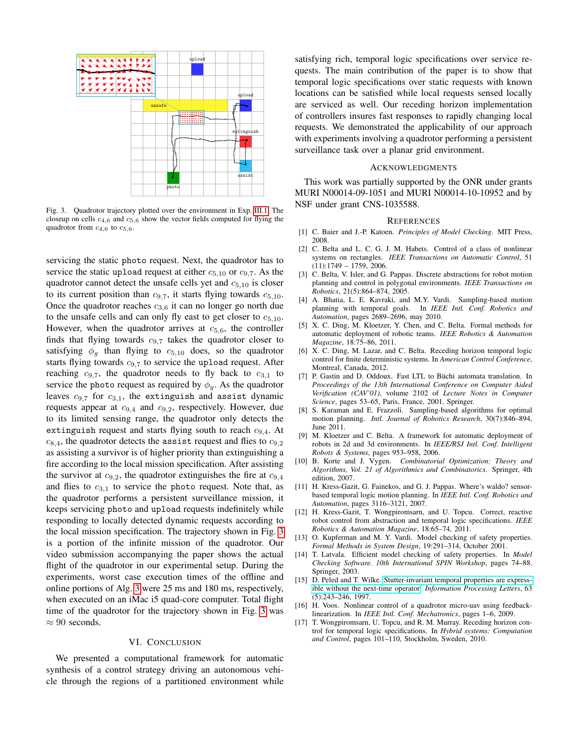upload

upload

unsafe

extinguish

assist

photo

Fig. 3. Quadrotor trajectory plotted over the environment in Exp. III.1. The closeup on cells $c_{4,6}$ and $c_{5,6}$ show the vector fields computed for flying the quadrotor from $c_{4,6}$ to $c_{5,6}$.

servicing the static photo request. Next, the quadrotor has to service the static upload request at either $c_{5,10}$ or $c_{9,7}$. As the quadrotor cannot detect the unsafe cells yet and $c_{5,10}$ is closer to its current position than $c_{9,7}$, it starts flying towards $c_{5,10}$. Once the quadrotor reaches $c_{3,6}$ it can no longer go north due to the unsafe cells and can only fly east to get closer to $c_{5,10}$. However, when the quadrotor arrives at $c_{5,6}$, the controller finds that flying towards $c_{9,7}$ takes the quadrotor closer to satisfying $\phi_g$ than flying to $c_{5,10}$ does, so the quadrotor starts flying towards $c_{9,7}$ to service the upload request. After reaching $c_{9,7}$, the quadrotor needs to fly back to $c_{3,1}$ to service the photo request as required by $\phi_g$. As the quadrotor leaves $c_{9,7}$ for $c_{3,1}$, the extinguish and assist dynamic requests appear at $c_{9,4}$ and $c_{9,2}$, respectively. However, due to its limited sensing range, the quadrotor only detects the extinguish request and starts flying south to reach $c_{9,4}$. At $c_{8,4}$, the quadrotor detects the assist request and flies to $c_{9,2}$ as assisting a survivor is of higher priority than extinguishing a fire according to the local mission specification. After assisting the survivor at $c_{9,2}$, the quadrotor extinguishes the fire at $c_{9,4}$ and flies to $c_{3,1}$ to service the photo request. Note that, as the quadrotor performs a persistent surveillance mission, it keeps servicing photo and upload requests indefinitely while responding to locally detected dynamic requests according to the local mission specification. The trajectory shown in Fig. 3 is a portion of the infinite mission of the quadrotor. Our video submission accompanying the paper shows the actual flight of the quadrotor in our experimental setup. During the experiments, worst case execution times of the offline and online portions of Alg. 3 were 25 ms and 180 ms, respectively, when executed on an iMac i5 quad-core computer. Total flight time of the quadrotor for the trajectory shown in Fig. 3 was $\approx 90$ seconds.

## VI. Conclusion

We presented a computational framework for automatic synthesis of a control strategy driving an autonomous vehicle through the regions of a partitioned environment while satisfying rich, temporal logic specifications over service requests. The main contribution of the paper is to show that temporal logic specifications over static requests with known locations can be satisfied while local requests sensed locally are serviced as well. Our receding horizon implementation of controllers insures fast responses to rapidly changing local requests. We demonstrated the applicability of our approach with experiments involving a quadrotor performing a persistent surveillance task over a planar grid environment.

## Acknowledgments

This work was partially supported by the ONR under grants MURI N00014-09-1051 and MURI N00014-10-10952 and by NSF under grant CNS-1035588.

## References

[1] C. Baier and J.-P. Katoen. *Principles of Model Checking*. MIT Press, 2008.

[2] C. Belta and L. C. G. J. M. Habets. Control of a class of nonlinear systems on rectangles. *IEEE Transactions on Automatic Control*, 51 (11):1749 – 1759, 2006.

[3] C. Belta, V. Isler, and G. Pappas. Discrete abstractions for robot motion planning and control in polygonal environments. *IEEE Transactions on Robotics*, 21(5):864–874, 2005.

[4] A. Bhatia, L. E. Kavraki, and M.Y. Vardi. Sampling-based motion planning with temporal goals. In *IEEE Intl. Conf. Robotics and Automation*, pages 2689–2696, may 2010.

[5] X. C. Ding, M. Kloetzer, Y. Chen, and C. Belta. Formal methods for automatic deployment of robotic teams. *IEEE Robotics & Automation Magazine*, 18:75–86, 2011.

[6] X. C. Ding, M. Lazar, and C. Belta. Receding horizon temporal logic control for finite deterministic systems. In *American Control Conference*, Montreal, Canada, 2012.

[7] P. Gastin and D. Oddoux. Fast LTL to Büchi automata translation. In *Proceedings of the 13th International Conference on Computer Aided Verification (CAV'01)*, volume 2102 of *Lecture Notes in Computer Science*, pages 53–65, Paris, France, 2001. Springer.

[8] S. Karaman and E. Frazzoli. Sampling-based algorithms for optimal motion planning. *Intl. Journal of Robotics Research*, 30(7):846–894, June 2011.

[9] M. Kloetzer and C. Belta. A framework for automatic deployment of robots in 2d and 3d environments. In *IEEE/RSJ Intl. Conf. Intelligent Robots & Systems*, pages 953–958, 2006.

[10] B. Korte and J. Vygen. *Combinatorial Optimization: Theory and Algorithms, Vol. 21 of Algorithmics and Combinatorics*. Springer, 4th edition, 2007.

[11] H. Kress-Gazit, G. Fainekos, and G. J. Pappas. Where's waldo? sensor-based temporal logic motion planning. In *IEEE Intl. Conf. Robotics and Automation*, pages 3116–3121, 2007.

[12] H. Kress-Gazit, T. Wongpiromsarn, and U. Topcu. Correct, reactive robot control from abstraction and temporal logic specifications. *IEEE Robotics & Automation Magazine*, 18:65–74, 2011.

[13] O. Kupferman and M. Y. Vardi. Model checking of safety properties. *Formal Methods in System Design*, 19:291–314, October 2001.

[14] T. Latvala. Efficient model checking of safety properties. In *Model Checking Software. 10th International SPIN Workshop*, pages 74–88. Springer, 2003.

[15] D. Peled and T. Wilke. Stutter-invariant temporal properties are expressible without the next-time operator. *Information Processing Letters*, 63 (5):243–246, 1997.

[16] H. Voos. Nonlinear control of a quadrotor micro-uav using feedback-linearization. In *IEEE Intl. Conf. Mechatronics*, pages 1–6, 2009.

[17] T. Wongpiromsarn, U. Topcu, and R. M. Murray. Receding horizon control for temporal logic specifications. In *Hybrid systems: Computation and Control*, pages 101–110, Stockholm, Sweden, 2010.